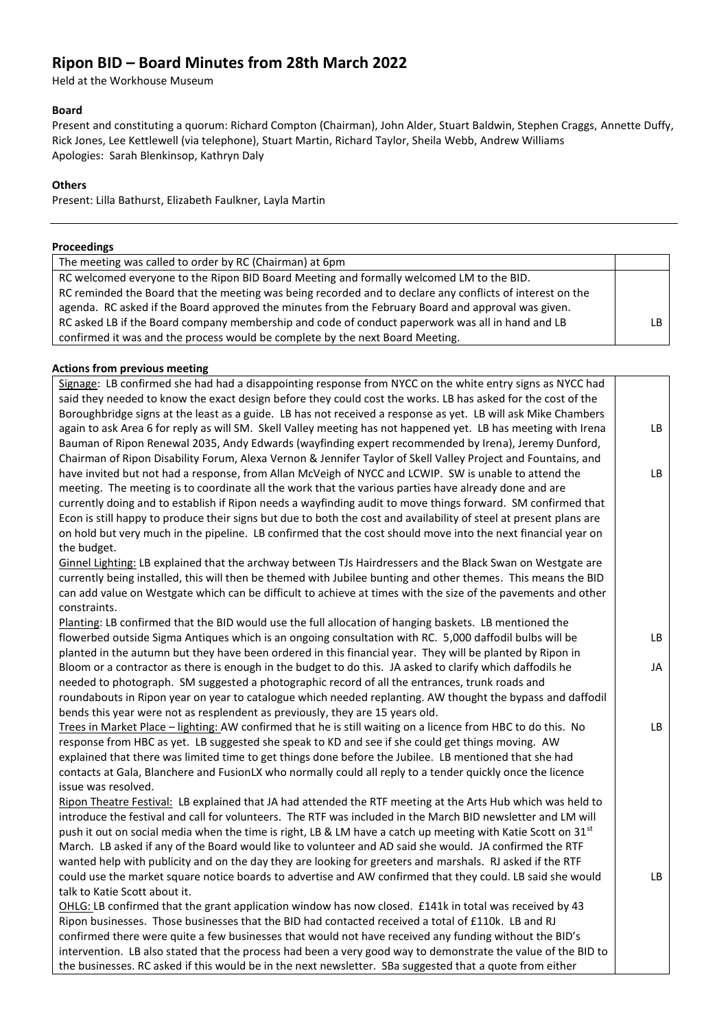# Ripon BID – Board Minutes from 28th March 2022

Held at the Workhouse Museum

**Board**

Present and constituting a quorum: Richard Compton (Chairman), John Alder, Stuart Baldwin, Stephen Craggs, Annette Duffy, Rick Jones, Lee Kettlewell (via telephone), Stuart Martin, Richard Taylor, Sheila Webb, Andrew Williams

Apologies: Sarah Blenkinsop, Kathryn Daly

**Others**

Present: Lilla Bathurst, Elizabeth Faulkner, Layla Martin

---

**Proceedings**

| | |
|---|---|
| The meeting was called to order by RC (Chairman) at 6pm | |
| RC welcomed everyone to the Ripon BID Board Meeting and formally welcomed LM to the BID. RC reminded the Board that the meeting was being recorded and to declare any conflicts of interest on the agenda. RC asked if the Board approved the minutes from the February Board and approval was given. RC asked LB if the Board company membership and code of conduct paperwork was all in hand and LB confirmed it was and the process would be complete by the next Board Meeting. | LB |

**Actions from previous meeting**

| | |
|---|---|
| Signage: LB confirmed she had had a disappointing response from NYCC on the white entry signs as NYCC had said they needed to know the exact design before they could cost the works. LB has asked for the cost of the Boroughbridge signs at the least as a guide. LB has not received a response as yet. LB will ask Mike Chambers again to ask Area 6 for reply as will SM. Skell Valley meeting has not happened yet. LB has meeting with Irena Bauman of Ripon Renewal 2035, Andy Edwards (wayfinding expert recommended by Irena), Jeremy Dunford, Chairman of Ripon Disability Forum, Alexa Vernon & Jennifer Taylor of Skell Valley Project and Fountains, and have invited but not had a response, from Allan McVeigh of NYCC and LCWIP. SW is unable to attend the meeting. The meeting is to coordinate all the work that the various parties have already done and are currently doing and to establish if Ripon needs a wayfinding audit to move things forward. SM confirmed that Econ is still happy to produce their signs but due to both the cost and availability of steel at present plans are on hold but very much in the pipeline. LB confirmed that the cost should move into the next financial year on the budget. | LB<br>LB |
| Ginnel Lighting: LB explained that the archway between TJs Hairdressers and the Black Swan on Westgate are currently being installed, this will then be themed with Jubilee bunting and other themes. This means the BID can add value on Westgate which can be difficult to achieve at times with the size of the pavements and other constraints. | |
| Planting: LB confirmed that the BID would use the full allocation of hanging baskets. LB mentioned the flowerbed outside Sigma Antiques which is an ongoing consultation with RC. 5,000 daffodil bulbs will be planted in the autumn but they have been ordered in this financial year. They will be planted by Ripon in Bloom or a contractor as there is enough in the budget to do this. JA asked to clarify which daffodils he needed to photograph. SM suggested a photographic record of all the entrances, trunk roads and roundabouts in Ripon year on year to catalogue which needed replanting. AW thought the bypass and daffodil bends this year were not as resplendent as previously, they are 15 years old. | LB<br>JA |
| Trees in Market Place – lighting: AW confirmed that he is still waiting on a licence from HBC to do this. No response from HBC as yet. LB suggested she speak to KD and see if she could get things moving. AW explained that there was limited time to get things done before the Jubilee. LB mentioned that she had contacts at Gala, Blanchere and FusionLX who normally could all reply to a tender quickly once the licence issue was resolved. | LB |
| Ripon Theatre Festival: LB explained that JA had attended the RTF meeting at the Arts Hub which was held to introduce the festival and call for volunteers. The RTF was included in the March BID newsletter and LM will push it out on social media when the time is right, LB & LM have a catch up meeting with Katie Scott on 31st March. LB asked if any of the Board would like to volunteer and AD said she would. JA confirmed the RTF wanted help with publicity and on the day they are looking for greeters and marshals. RJ asked if the RTF could use the market square notice boards to advertise and AW confirmed that they could. LB said she would talk to Katie Scott about it. | LB |
| OHLG: LB confirmed that the grant application window has now closed. £141k in total was received by 43 Ripon businesses. Those businesses that the BID had contacted received a total of £110k. LB and RJ confirmed there were quite a few businesses that would not have received any funding without the BID's intervention. LB also stated that the process had been a very good way to demonstrate the value of the BID to the businesses. RC asked if this would be in the next newsletter. SBa suggested that a quote from either | |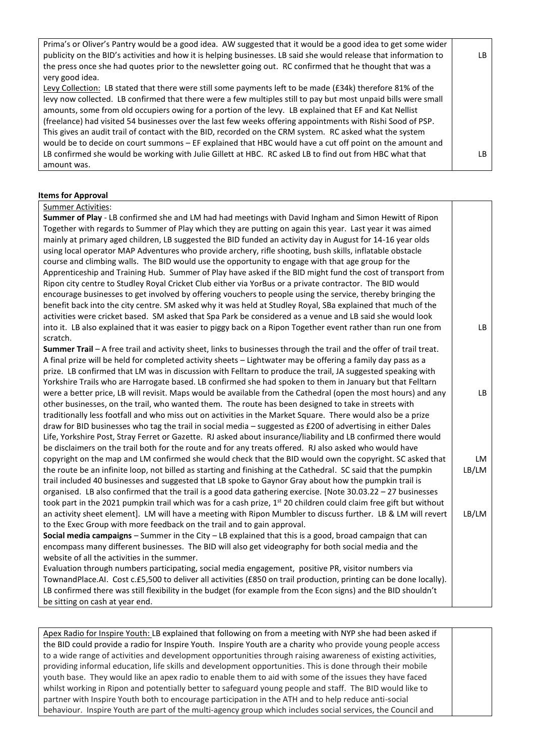| | |
|---|---|
| Prima's or Oliver's Pantry would be a good idea. AW suggested that it would be a good idea to get some wider publicity on the BID's activities and how it is helping businesses. LB said she would release that information to the press once she had quotes prior to the newsletter going out. RC confirmed that he thought that was a very good idea. | LB |
| Levy Collection: LB stated that there were still some payments left to be made (£34k) therefore 81% of the levy now collected. LB confirmed that there were a few multiples still to pay but most unpaid bills were small amounts, some from old occupiers owing for a portion of the levy. LB explained that EF and Kat Nellist (freelance) had visited 54 businesses over the last few weeks offering appointments with Rishi Sood of PSP. This gives an audit trail of contact with the BID, recorded on the CRM system. RC asked what the system would be to decide on court summons – EF explained that HBC would have a cut off point on the amount and LB confirmed she would be working with Julie Gillett at HBC. RC asked LB to find out from HBC what that amount was. | LB |

**Items for Approval**

| | |
|---|---|
| Summer Activities: | |
| **Summer of Play** - LB confirmed she and LM had had meetings with David Ingham and Simon Hewitt of Ripon Together with regards to Summer of Play which they are putting on again this year. Last year it was aimed mainly at primary aged children, LB suggested the BID funded an activity day in August for 14-16 year olds using local operator MAP Adventures who provide archery, rifle shooting, bush skills, inflatable obstacle course and climbing walls. The BID would use the opportunity to engage with that age group for the Apprenticeship and Training Hub. Summer of Play have asked if the BID might fund the cost of transport from Ripon city centre to Studley Royal Cricket Club either via YorBus or a private contractor. The BID would encourage businesses to get involved by offering vouchers to people using the service, thereby bringing the benefit back into the city centre. SM asked why it was held at Studley Royal, SBa explained that much of the activities were cricket based. SM asked that Spa Park be considered as a venue and LB said she would look into it. LB also explained that it was easier to piggy back on a Ripon Together event rather than run one from scratch. | LB |
| **Summer Trail** – A free trail and activity sheet, links to businesses through the trail and the offer of trail treat. A final prize will be held for completed activity sheets – Lightwater may be offering a family day pass as a prize. LB confirmed that LM was in discussion with Felltarn to produce the trail, JA suggested speaking with Yorkshire Trails who are Harrogate based. LB confirmed she had spoken to them in January but that Felltarn were a better price, LB will revisit. Maps would be available from the Cathedral (open the most hours) and any other businesses, on the trail, who wanted them. The route has been designed to take in streets with traditionally less footfall and who miss out on activities in the Market Square. There would also be a prize draw for BID businesses who tag the trail in social media – suggested as £200 of advertising in either Dales Life, Yorkshire Post, Stray Ferret or Gazette. RJ asked about insurance/liability and LB confirmed there would be disclaimers on the trail both for the route and for any treats offered. RJ also asked who would have copyright on the map and LM confirmed she would check that the BID would own the copyright. SC asked that the route be an infinite loop, not billed as starting and finishing at the Cathedral. SC said that the pumpkin trail included 40 businesses and suggested that LB spoke to Gaynor Gray about how the pumpkin trail is organised. LB also confirmed that the trail is a good data gathering exercise. [Note 30.03.22 – 27 businesses took part in the 2021 pumpkin trail which was for a cash prize, 1st 20 children could claim free gift but without an activity sheet element]. LM will have a meeting with Ripon Mumbler to discuss further. LB & LM will revert to the Exec Group with more feedback on the trail and to gain approval. | LB<br><br>LM<br>LB/LM<br><br>LB/LM |
| **Social media campaigns** – Summer in the City – LB explained that this is a good, broad campaign that can encompass many different businesses. The BID will also get videography for both social media and the website of all the activities in the summer.<br>Evaluation through numbers participating, social media engagement, positive PR, visitor numbers via TownandPlace.AI. Cost c.£5,500 to deliver all activities (£850 on trail production, printing can be done locally). LB confirmed there was still flexibility in the budget (for example from the Econ signs) and the BID shouldn't be sitting on cash at year end. | |

| | |
|---|---|
| Apex Radio for Inspire Youth: LB explained that following on from a meeting with NYP she had been asked if the BID could provide a radio for Inspire Youth. Inspire Youth are a charity who provide young people access to a wide range of activities and development opportunities through raising awareness of existing activities, providing informal education, life skills and development opportunities. This is done through their mobile youth base. They would like an apex radio to enable them to aid with some of the issues they have faced whilst working in Ripon and potentially better to safeguard young people and staff. The BID would like to partner with Inspire Youth both to encourage participation in the ATH and to help reduce anti-social behaviour. Inspire Youth are part of the multi-agency group which includes social services, the Council and | |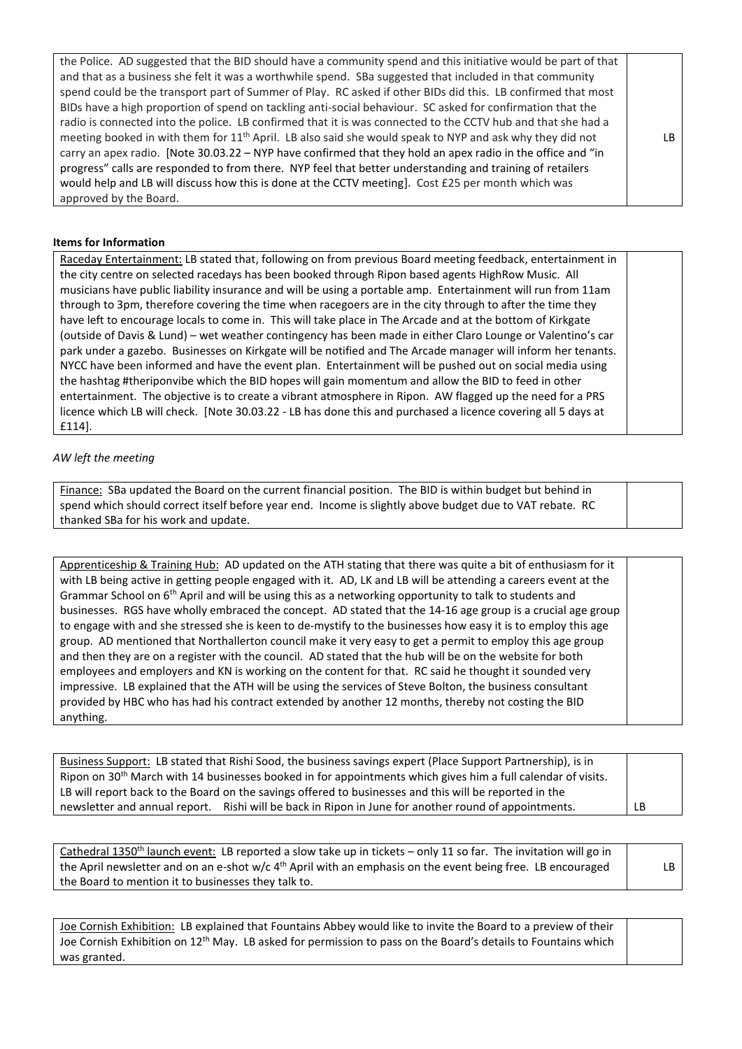| | |
|---|---|
| the Police. AD suggested that the BID should have a community spend and this initiative would be part of that and that as a business she felt it was a worthwhile spend. SBa suggested that included in that community spend could be the transport part of Summer of Play. RC asked if other BIDs did this. LB confirmed that most BIDs have a high proportion of spend on tackling anti-social behaviour. SC asked for confirmation that the radio is connected into the police. LB confirmed that it is was connected to the CCTV hub and that she had a meeting booked in with them for 11th April. LB also said she would speak to NYP and ask why they did not carry an apex radio. [Note 30.03.22 – NYP have confirmed that they hold an apex radio in the office and "in progress" calls are responded to from there. NYP feel that better understanding and training of retailers would help and LB will discuss how this is done at the CCTV meeting]. Cost £25 per month which was approved by the Board. | LB |

**Items for Information**

| | |
|---|---|
| Raceday Entertainment: LB stated that, following on from previous Board meeting feedback, entertainment in the city centre on selected racedays has been booked through Ripon based agents HighRow Music. All musicians have public liability insurance and will be using a portable amp. Entertainment will run from 11am through to 3pm, therefore covering the time when racegoers are in the city through to after the time they have left to encourage locals to come in. This will take place in The Arcade and at the bottom of Kirkgate (outside of Davis & Lund) – wet weather contingency has been made in either Claro Lounge or Valentino's car park under a gazebo. Businesses on Kirkgate will be notified and The Arcade manager will inform her tenants. NYCC have been informed and have the event plan. Entertainment will be pushed out on social media using the hashtag #theriponvibe which the BID hopes will gain momentum and allow the BID to feed in other entertainment. The objective is to create a vibrant atmosphere in Ripon. AW flagged up the need for a PRS licence which LB will check. [Note 30.03.22 - LB has done this and purchased a licence covering all 5 days at £114]. | |

*AW left the meeting*

| | |
|---|---|
| Finance: SBa updated the Board on the current financial position. The BID is within budget but behind in spend which should correct itself before year end. Income is slightly above budget due to VAT rebate. RC thanked SBa for his work and update. | |

| | |
|---|---|
| Apprenticeship & Training Hub: AD updated on the ATH stating that there was quite a bit of enthusiasm for it with LB being active in getting people engaged with it. AD, LK and LB will be attending a careers event at the Grammar School on 6th April and will be using this as a networking opportunity to talk to students and businesses. RGS have wholly embraced the concept. AD stated that the 14-16 age group is a crucial age group to engage with and she stressed she is keen to de-mystify to the businesses how easy it is to employ this age group. AD mentioned that Northallerton council make it very easy to get a permit to employ this age group and then they are on a register with the council. AD stated that the hub will be on the website for both employees and employers and KN is working on the content for that. RC said he thought it sounded very impressive. LB explained that the ATH will be using the services of Steve Bolton, the business consultant provided by HBC who has had his contract extended by another 12 months, thereby not costing the BID anything. | |

| | |
|---|---|
| Business Support: LB stated that Rishi Sood, the business savings expert (Place Support Partnership), is in Ripon on 30th March with 14 businesses booked in for appointments which gives him a full calendar of visits. LB will report back to the Board on the savings offered to businesses and this will be reported in the newsletter and annual report. Rishi will be back in Ripon in June for another round of appointments. | LB |

| | |
|---|---|
| Cathedral 1350th launch event: LB reported a slow take up in tickets – only 11 so far. The invitation will go in the April newsletter and on an e-shot w/c 4th April with an emphasis on the event being free. LB encouraged the Board to mention it to businesses they talk to. | LB |

| | |
|---|---|
| Joe Cornish Exhibition: LB explained that Fountains Abbey would like to invite the Board to a preview of their Joe Cornish Exhibition on 12th May. LB asked for permission to pass on the Board's details to Fountains which was granted. | |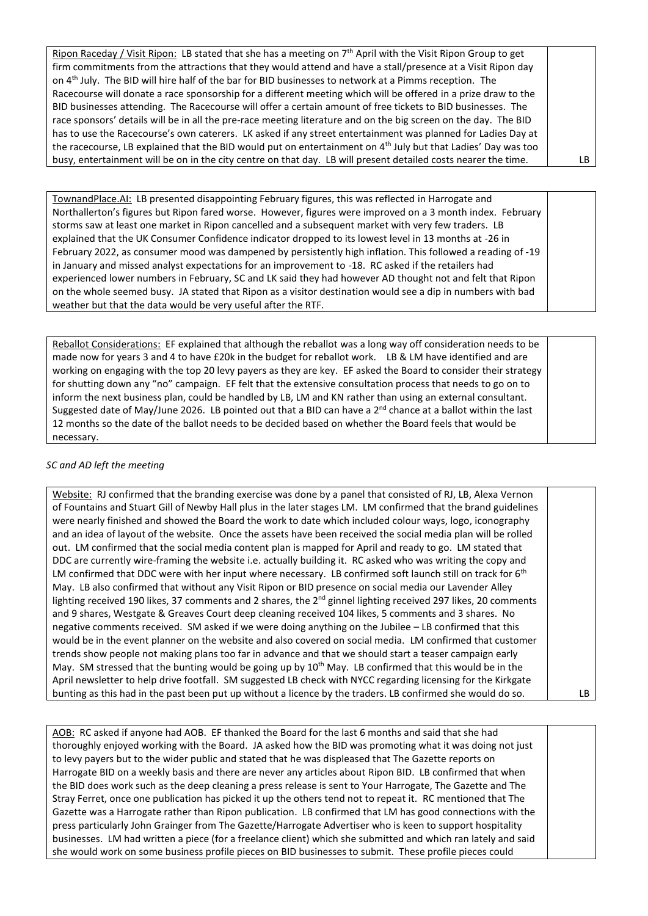| | |
|---|---|
| Ripon Raceday / Visit Ripon: LB stated that she has a meeting on 7th April with the Visit Ripon Group to get firm commitments from the attractions that they would attend and have a stall/presence at a Visit Ripon day on 4th July. The BID will hire half of the bar for BID businesses to network at a Pimms reception. The Racecourse will donate a race sponsorship for a different meeting which will be offered in a prize draw to the BID businesses attending. The Racecourse will offer a certain amount of free tickets to BID businesses. The race sponsors' details will be in all the pre-race meeting literature and on the big screen on the day. The BID has to use the Racecourse's own caterers. LK asked if any street entertainment was planned for Ladies Day at the racecourse, LB explained that the BID would put on entertainment on 4th July but that Ladies' Day was too busy, entertainment will be on in the city centre on that day. LB will present detailed costs nearer the time. | LB |

| | |
|---|---|
| TownandPlace.AI: LB presented disappointing February figures, this was reflected in Harrogate and Northallerton's figures but Ripon fared worse. However, figures were improved on a 3 month index. February storms saw at least one market in Ripon cancelled and a subsequent market with very few traders. LB explained that the UK Consumer Confidence indicator dropped to its lowest level in 13 months at -26 in February 2022, as consumer mood was dampened by persistently high inflation. This followed a reading of -19 in January and missed analyst expectations for an improvement to -18. RC asked if the retailers had experienced lower numbers in February, SC and LK said they had however AD thought not and felt that Ripon on the whole seemed busy. JA stated that Ripon as a visitor destination would see a dip in numbers with bad weather but that the data would be very useful after the RTF. | |

| | |
|---|---|
| Reballot Considerations: EF explained that although the reballot was a long way off consideration needs to be made now for years 3 and 4 to have £20k in the budget for reballot work. LB & LM have identified and are working on engaging with the top 20 levy payers as they are key. EF asked the Board to consider their strategy for shutting down any "no" campaign. EF felt that the extensive consultation process that needs to go on to inform the next business plan, could be handled by LB, LM and KN rather than using an external consultant. Suggested date of May/June 2026. LB pointed out that a BID can have a 2nd chance at a ballot within the last 12 months so the date of the ballot needs to be decided based on whether the Board feels that would be necessary. | |

*SC and AD left the meeting*

| | |
|---|---|
| Website: RJ confirmed that the branding exercise was done by a panel that consisted of RJ, LB, Alexa Vernon of Fountains and Stuart Gill of Newby Hall plus in the later stages LM. LM confirmed that the brand guidelines were nearly finished and showed the Board the work to date which included colour ways, logo, iconography and an idea of layout of the website. Once the assets have been received the social media plan will be rolled out. LM confirmed that the social media content plan is mapped for April and ready to go. LM stated that DDC are currently wire-framing the website i.e. actually building it. RC asked who was writing the copy and LM confirmed that DDC were with her input where necessary. LB confirmed soft launch still on track for 6th May. LB also confirmed that without any Visit Ripon or BID presence on social media our Lavender Alley lighting received 190 likes, 37 comments and 2 shares, the 2nd ginnel lighting received 297 likes, 20 comments and 9 shares, Westgate & Greaves Court deep cleaning received 104 likes, 5 comments and 3 shares. No negative comments received. SM asked if we were doing anything on the Jubilee – LB confirmed that this would be in the event planner on the website and also covered on social media. LM confirmed that customer trends show people not making plans too far in advance and that we should start a teaser campaign early May. SM stressed that the bunting would be going up by 10th May. LB confirmed that this would be in the April newsletter to help drive footfall. SM suggested LB check with NYCC regarding licensing for the Kirkgate bunting as this had in the past been put up without a licence by the traders. LB confirmed she would do so. | LB |

| | |
|---|---|
| AOB: RC asked if anyone had AOB. EF thanked the Board for the last 6 months and said that she had thoroughly enjoyed working with the Board. JA asked how the BID was promoting what it was doing not just to levy payers but to the wider public and stated that he was displeased that The Gazette reports on Harrogate BID on a weekly basis and there are never any articles about Ripon BID. LB confirmed that when the BID does work such as the deep cleaning a press release is sent to Your Harrogate, The Gazette and The Stray Ferret, once one publication has picked it up the others tend not to repeat it. RC mentioned that The Gazette was a Harrogate rather than Ripon publication. LB confirmed that LM has good connections with the press particularly John Grainger from The Gazette/Harrogate Advertiser who is keen to support hospitality businesses. LM had written a piece (for a freelance client) which she submitted and which ran lately and said she would work on some business profile pieces on BID businesses to submit. These profile pieces could | |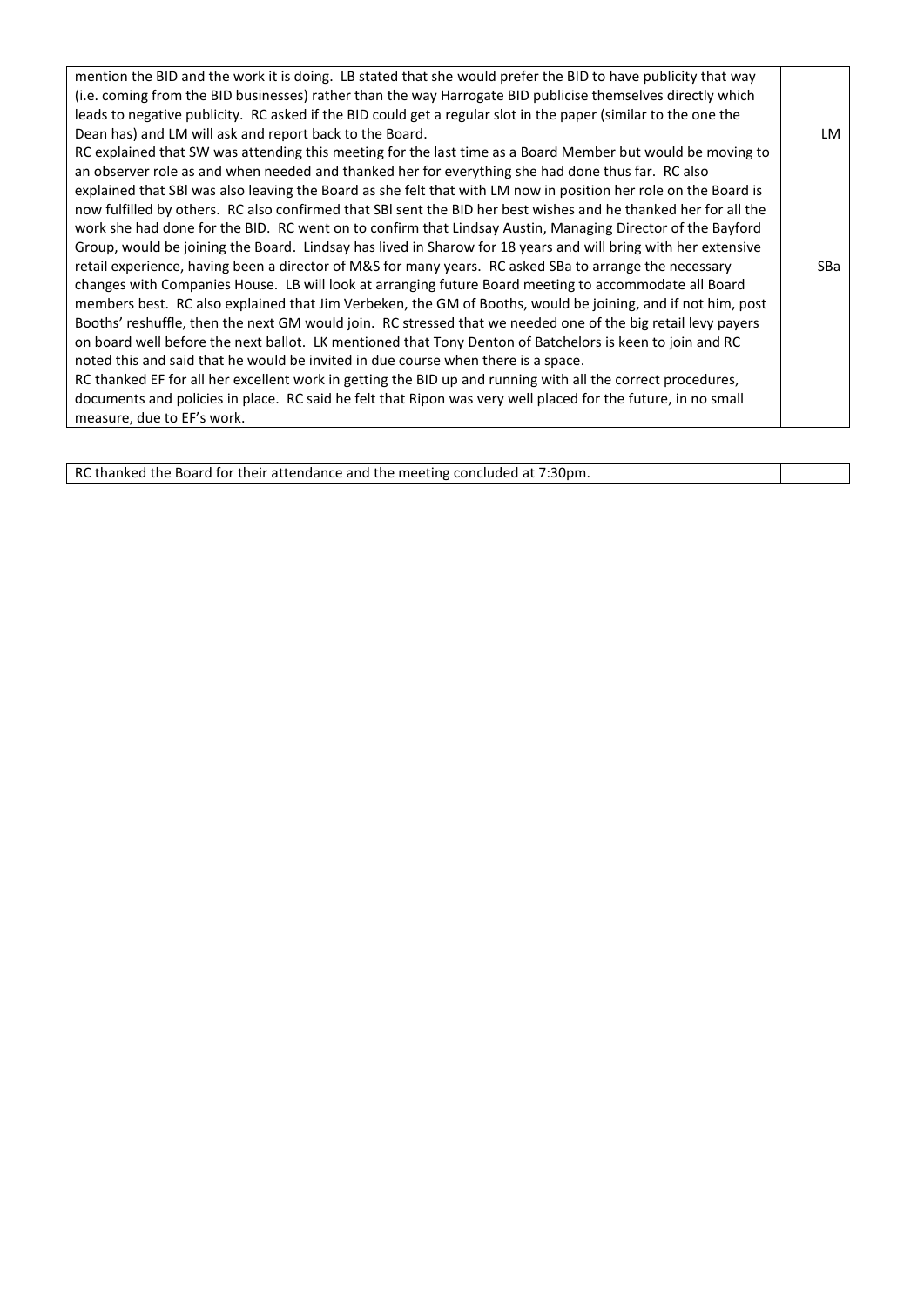| | |
|---|---|
| mention the BID and the work it is doing. LB stated that she would prefer the BID to have publicity that way (i.e. coming from the BID businesses) rather than the way Harrogate BID publicise themselves directly which leads to negative publicity. RC asked if the BID could get a regular slot in the paper (similar to the one the Dean has) and LM will ask and report back to the Board. | LM |
| RC explained that SW was attending this meeting for the last time as a Board Member but would be moving to an observer role as and when needed and thanked her for everything she had done thus far. RC also explained that SBl was also leaving the Board as she felt that with LM now in position her role on the Board is now fulfilled by others. RC also confirmed that SBl sent the BID her best wishes and he thanked her for all the work she had done for the BID. RC went on to confirm that Lindsay Austin, Managing Director of the Bayford Group, would be joining the Board. Lindsay has lived in Sharow for 18 years and will bring with her extensive retail experience, having been a director of M&S for many years. RC asked SBa to arrange the necessary changes with Companies House. LB will look at arranging future Board meeting to accommodate all Board members best. RC also explained that Jim Verbeken, the GM of Booths, would be joining, and if not him, post Booths' reshuffle, then the next GM would join. RC stressed that we needed one of the big retail levy payers on board well before the next ballot. LK mentioned that Tony Denton of Batchelors is keen to join and RC noted this and said that he would be invited in due course when there is a space. | SBa |
| RC thanked EF for all her excellent work in getting the BID up and running with all the correct procedures, documents and policies in place. RC said he felt that Ripon was very well placed for the future, in no small measure, due to EF's work. | |

| | |
|---|---|
| RC thanked the Board for their attendance and the meeting concluded at 7:30pm. | |